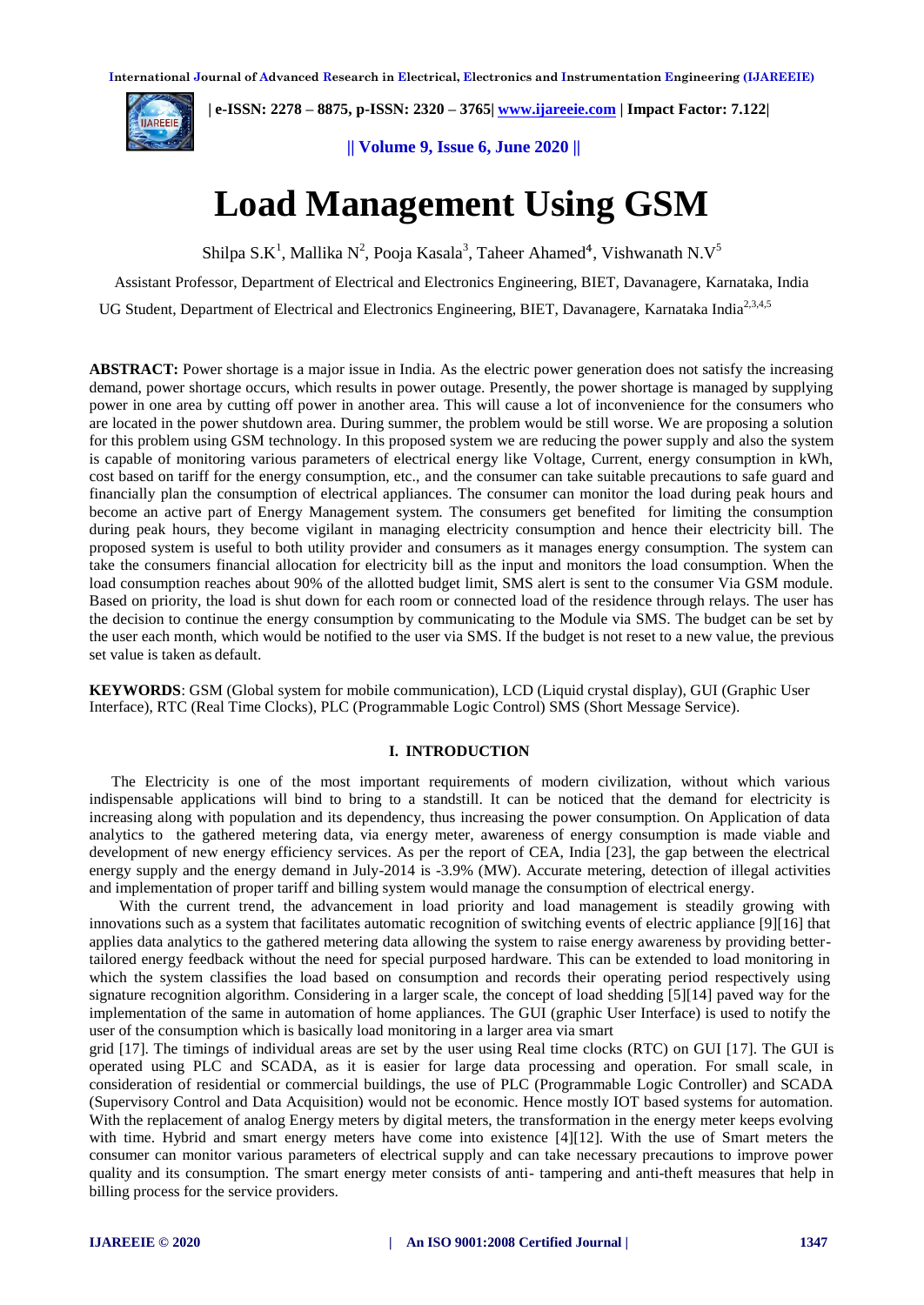# Load Management Using GSM

Shilpa S.K[1], Mallika N[2], Pooja Kasala[3], Taheer Ahamed[4], Vishwanath N.V[5]

Assistant Professor, Department of Electrical and Electronics Engineering, BIET, Davanagere, Karnataka, India

UG Student, Department of Electrical and Electronics Engineering, BIET, Davanagere, Karnataka India[2,3,4,5]

**ABSTRACT:** Power shortage is a major issue in India. As the electric power generation does not satisfy the increasing demand, power shortage occurs, which results in power outage. Presently, the power shortage is managed by supplying power in one area by cutting off power in another area. This will cause a lot of inconvenience for the consumers who are located in the power shutdown area. During summer, the problem would be still worse. We are proposing a solution for this problem using GSM technology. In this proposed system we are reducing the power supply and also the system is capable of monitoring various parameters of electrical energy like Voltage, Current, energy consumption in kWh, cost based on tariff for the energy consumption, etc., and the consumer can take suitable precautions to safe guard and financially plan the consumption of electrical appliances. The consumer can monitor the load during peak hours and become an active part of Energy Management system. The consumers get benefited for limiting the consumption during peak hours, they become vigilant in managing electricity consumption and hence their electricity bill. The proposed system is useful to both utility provider and consumers as it manages energy consumption. The system can take the consumers financial allocation for electricity bill as the input and monitors the load consumption. When the load consumption reaches about 90% of the allotted budget limit, SMS alert is sent to the consumer Via GSM module. Based on priority, the load is shut down for each room or connected load of the residence through relays. The user has the decision to continue the energy consumption by communicating to the Module via SMS. The budget can be set by the user each month, which would be notified to the user via SMS. If the budget is not reset to a new value, the previous set value is taken as default.

**KEYWORDS**: GSM (Global system for mobile communication), LCD (Liquid crystal display), GUI (Graphic User Interface), RTC (Real Time Clocks), PLC (Programmable Logic Control) SMS (Short Message Service).

## I. INTRODUCTION

The Electricity is one of the most important requirements of modern civilization, without which various indispensable applications will bind to bring to a standstill. It can be noticed that the demand for electricity is increasing along with population and its dependency, thus increasing the power consumption. On Application of data analytics to the gathered metering data, via energy meter, awareness of energy consumption is made viable and development of new energy efficiency services. As per the report of CEA, India [23], the gap between the electrical energy supply and the energy demand in July-2014 is -3.9% (MW). Accurate metering, detection of illegal activities and implementation of proper tariff and billing system would manage the consumption of electrical energy.

With the current trend, the advancement in load priority and load management is steadily growing with innovations such as a system that facilitates automatic recognition of switching events of electric appliance [9][16] that applies data analytics to the gathered metering data allowing the system to raise energy awareness by providing better-tailored energy feedback without the need for special purposed hardware. This can be extended to load monitoring in which the system classifies the load based on consumption and records their operating period respectively using signature recognition algorithm. Considering in a larger scale, the concept of load shedding [5][14] paved way for the implementation of the same in automation of home appliances. The GUI (graphic User Interface) is used to notify the user of the consumption which is basically load monitoring in a larger area via smart grid [17]. The timings of individual areas are set by the user using Real time clocks (RTC) on GUI [17]. The GUI is operated using PLC and SCADA, as it is easier for large data processing and operation. For small scale, in consideration of residential or commercial buildings, the use of PLC (Programmable Logic Controller) and SCADA (Supervisory Control and Data Acquisition) would not be economic. Hence mostly IOT based systems for automation. With the replacement of analog Energy meters by digital meters, the transformation in the energy meter keeps evolving with time. Hybrid and smart energy meters have come into existence [4][12]. With the use of Smart meters the consumer can monitor various parameters of electrical supply and can take necessary precautions to improve power quality and its consumption. The smart energy meter consists of anti- tampering and anti-theft measures that help in billing process for the service providers.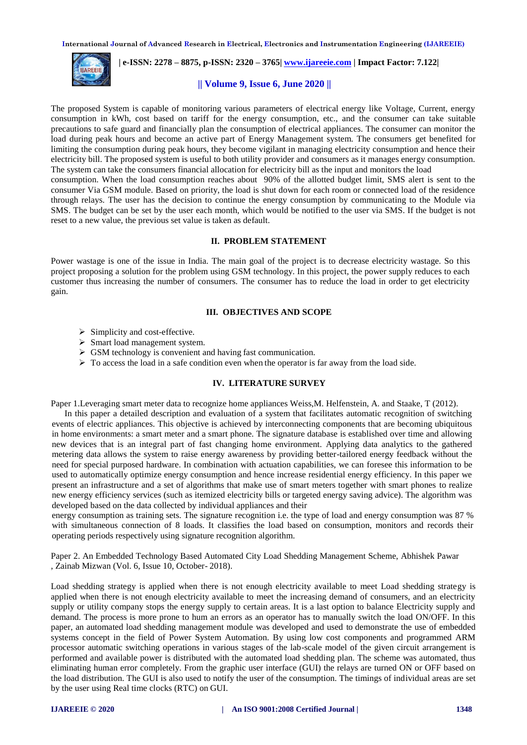The proposed System is capable of monitoring various parameters of electrical energy like Voltage, Current, energy consumption in kWh, cost based on tariff for the energy consumption, etc., and the consumer can take suitable precautions to safe guard and financially plan the consumption of electrical appliances. The consumer can monitor the load during peak hours and become an active part of Energy Management system. The consumers get benefited for limiting the consumption during peak hours, they become vigilant in managing electricity consumption and hence their electricity bill. The proposed system is useful to both utility provider and consumers as it manages energy consumption. The system can take the consumers financial allocation for electricity bill as the input and monitors the load consumption. When the load consumption reaches about 90% of the allotted budget limit, SMS alert is sent to the consumer Via GSM module. Based on priority, the load is shut down for each room or connected load of the residence through relays. The user has the decision to continue the energy consumption by communicating to the Module via SMS. The budget can be set by the user each month, which would be notified to the user via SMS. If the budget is not reset to a new value, the previous set value is taken as default.

## II. PROBLEM STATEMENT

Power wastage is one of the issue in India. The main goal of the project is to decrease electricity wastage. So this project proposing a solution for the problem using GSM technology. In this project, the power supply reduces to each customer thus increasing the number of consumers. The consumer has to reduce the load in order to get electricity gain.

## III. OBJECTIVES AND SCOPE

- Simplicity and cost-effective.
- Smart load management system.
- GSM technology is convenient and having fast communication.
- To access the load in a safe condition even when the operator is far away from the load side.

## IV. LITERATURE SURVEY

Paper 1.Leveraging smart meter data to recognize home appliances Weiss,M. Helfenstein, A. and Staake, T (2012).

In this paper a detailed description and evaluation of a system that facilitates automatic recognition of switching events of electric appliances. This objective is achieved by interconnecting components that are becoming ubiquitous in home environments: a smart meter and a smart phone. The signature database is established over time and allowing new devices that is an integral part of fast changing home environment. Applying data analytics to the gathered metering data allows the system to raise energy awareness by providing better-tailored energy feedback without the need for special purposed hardware. In combination with actuation capabilities, we can foresee this information to be used to automatically optimize energy consumption and hence increase residential energy efficiency. In this paper we present an infrastructure and a set of algorithms that make use of smart meters together with smart phones to realize new energy efficiency services (such as itemized electricity bills or targeted energy saving advice). The algorithm was developed based on the data collected by individual appliances and their energy consumption as training sets. The signature recognition i.e. the type of load and energy consumption was 87 % with simultaneous connection of 8 loads. It classifies the load based on consumption, monitors and records their operating periods respectively using signature recognition algorithm.

Paper 2. An Embedded Technology Based Automated City Load Shedding Management Scheme, Abhishek Pawar , Zainab Mizwan (Vol. 6, Issue 10, October- 2018).

Load shedding strategy is applied when there is not enough electricity available to meet Load shedding strategy is applied when there is not enough electricity available to meet the increasing demand of consumers, and an electricity supply or utility company stops the energy supply to certain areas. It is a last option to balance Electricity supply and demand. The process is more prone to hum an errors as an operator has to manually switch the load ON/OFF. In this paper, an automated load shedding management module was developed and used to demonstrate the use of embedded systems concept in the field of Power System Automation. By using low cost components and programmed ARM processor automatic switching operations in various stages of the lab-scale model of the given circuit arrangement is performed and available power is distributed with the automated load shedding plan. The scheme was automated, thus eliminating human error completely. From the graphic user interface (GUI) the relays are turned ON or OFF based on the load distribution. The GUI is also used to notify the user of the consumption. The timings of individual areas are set by the user using Real time clocks (RTC) on GUI.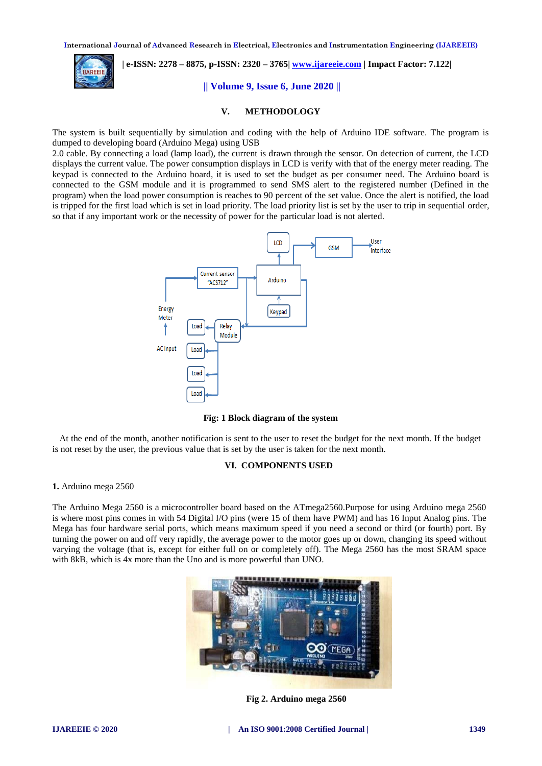## V. METHODOLOGY

The system is built sequentially by simulation and coding with the help of Arduino IDE software. The program is dumped to developing board (Arduino Mega) using USB
2.0 cable. By connecting a load (lamp load), the current is drawn through the sensor. On detection of current, the LCD displays the current value. The power consumption displays in LCD is verify with that of the energy meter reading. The keypad is connected to the Arduino board, it is used to set the budget as per consumer need. The Arduino board is connected to the GSM module and it is programmed to send SMS alert to the registered number (Defined in the program) when the load power consumption is reaches to 90 percent of the set value. Once the alert is notified, the load is tripped for the first load which is set in load priority. The load priority list is set by the user to trip in sequential order, so that if any important work or the necessity of power for the particular load is not alerted.

**Fig: 1 Block diagram of the system**

At the end of the month, another notification is sent to the user to reset the budget for the next month. If the budget is not reset by the user, the previous value that is set by the user is taken for the next month.

## VI. COMPONENTS USED

**1.** Arduino mega 2560

The Arduino Mega 2560 is a microcontroller board based on the ATmega2560.Purpose for using Arduino mega 2560 is where most pins comes in with 54 Digital I/O pins (were 15 of them have PWM) and has 16 Input Analog pins. The Mega has four hardware serial ports, which means maximum speed if you need a second or third (or fourth) port. By turning the power on and off very rapidly, the average power to the motor goes up or down, changing its speed without varying the voltage (that is, except for either full on or completely off). The Mega 2560 has the most SRAM space with 8kB, which is 4x more than the Uno and is more powerful than UNO.

**Fig 2. Arduino mega 2560**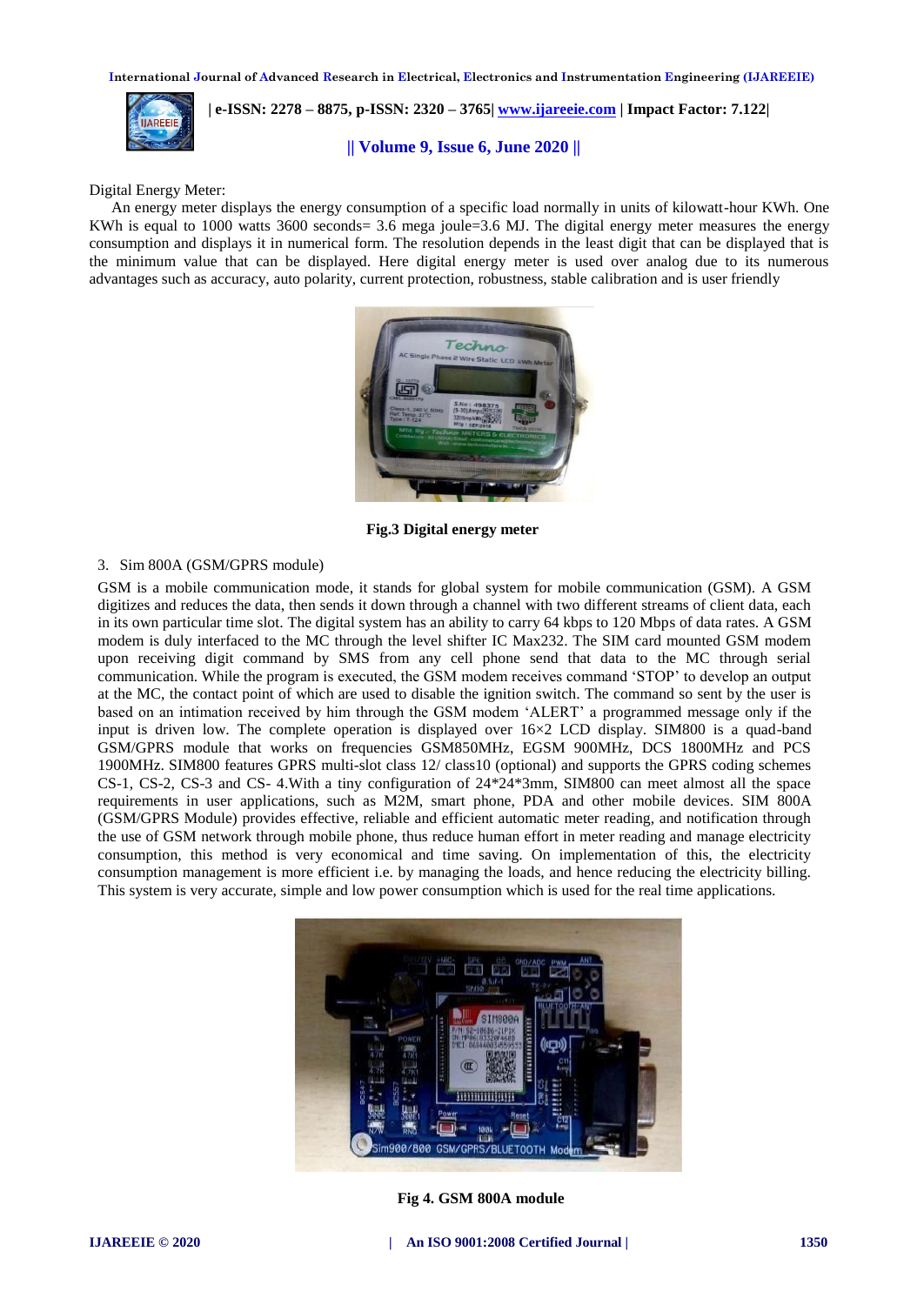Digital Energy Meter:

An energy meter displays the energy consumption of a specific load normally in units of kilowatt-hour KWh. One KWh is equal to 1000 watts 3600 seconds= 3.6 mega joule=3.6 MJ. The digital energy meter measures the energy consumption and displays it in numerical form. The resolution depends in the least digit that can be displayed that is the minimum value that can be displayed. Here digital energy meter is used over analog due to its numerous advantages such as accuracy, auto polarity, current protection, robustness, stable calibration and is user friendly

**Fig.3 Digital energy meter**

3. Sim 800A (GSM/GPRS module)

GSM is a mobile communication mode, it stands for global system for mobile communication (GSM). A GSM digitizes and reduces the data, then sends it down through a channel with two different streams of client data, each in its own particular time slot. The digital system has an ability to carry 64 kbps to 120 Mbps of data rates. A GSM modem is duly interfaced to the MC through the level shifter IC Max232. The SIM card mounted GSM modem upon receiving digit command by SMS from any cell phone send that data to the MC through serial communication. While the program is executed, the GSM modem receives command 'STOP' to develop an output at the MC, the contact point of which are used to disable the ignition switch. The command so sent by the user is based on an intimation received by him through the GSM modem 'ALERT' a programmed message only if the input is driven low. The complete operation is displayed over 16×2 LCD display. SIM800 is a quad-band GSM/GPRS module that works on frequencies GSM850MHz, EGSM 900MHz, DCS 1800MHz and PCS 1900MHz. SIM800 features GPRS multi-slot class 12/ class10 (optional) and supports the GPRS coding schemes CS-1, CS-2, CS-3 and CS- 4.With a tiny configuration of 24*24*3mm, SIM800 can meet almost all the space requirements in user applications, such as M2M, smart phone, PDA and other mobile devices. SIM 800A (GSM/GPRS Module) provides effective, reliable and efficient automatic meter reading, and notification through the use of GSM network through mobile phone, thus reduce human effort in meter reading and manage electricity consumption, this method is very economical and time saving. On implementation of this, the electricity consumption management is more efficient i.e. by managing the loads, and hence reducing the electricity billing. This system is very accurate, simple and low power consumption which is used for the real time applications.

**Fig 4. GSM 800A module**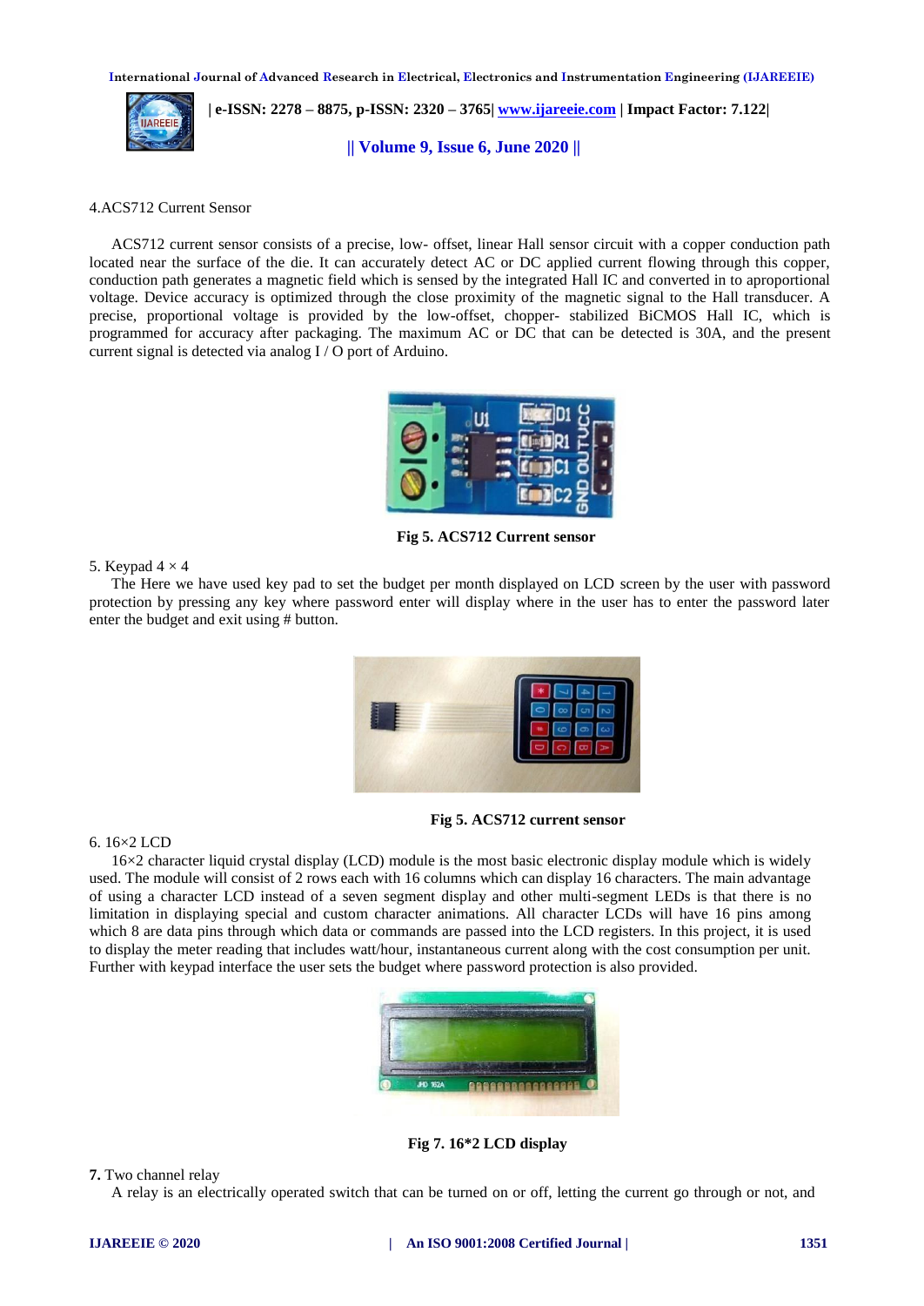4.ACS712 Current Sensor

ACS712 current sensor consists of a precise, low- offset, linear Hall sensor circuit with a copper conduction path located near the surface of the die. It can accurately detect AC or DC applied current flowing through this copper, conduction path generates a magnetic field which is sensed by the integrated Hall IC and converted in to aproportional voltage. Device accuracy is optimized through the close proximity of the magnetic signal to the Hall transducer. A precise, proportional voltage is provided by the low-offset, chopper- stabilized BiCMOS Hall IC, which is programmed for accuracy after packaging. The maximum AC or DC that can be detected is 30A, and the present current signal is detected via analog I / O port of Arduino.

**Fig 5. ACS712 Current sensor**

5. Keypad 4 × 4

The Here we have used key pad to set the budget per month displayed on LCD screen by the user with password protection by pressing any key where password enter will display where in the user has to enter the password later enter the budget and exit using # button.

**Fig 5. ACS712 current sensor**

6. 16×2 LCD

16×2 character liquid crystal display (LCD) module is the most basic electronic display module which is widely used. The module will consist of 2 rows each with 16 columns which can display 16 characters. The main advantage of using a character LCD instead of a seven segment display and other multi-segment LEDs is that there is no limitation in displaying special and custom character animations. All character LCDs will have 16 pins among which 8 are data pins through which data or commands are passed into the LCD registers. In this project, it is used to display the meter reading that includes watt/hour, instantaneous current along with the cost consumption per unit. Further with keypad interface the user sets the budget where password protection is also provided.

**Fig 7. 16*2 LCD display**

**7.** Two channel relay

A relay is an electrically operated switch that can be turned on or off, letting the current go through or not, and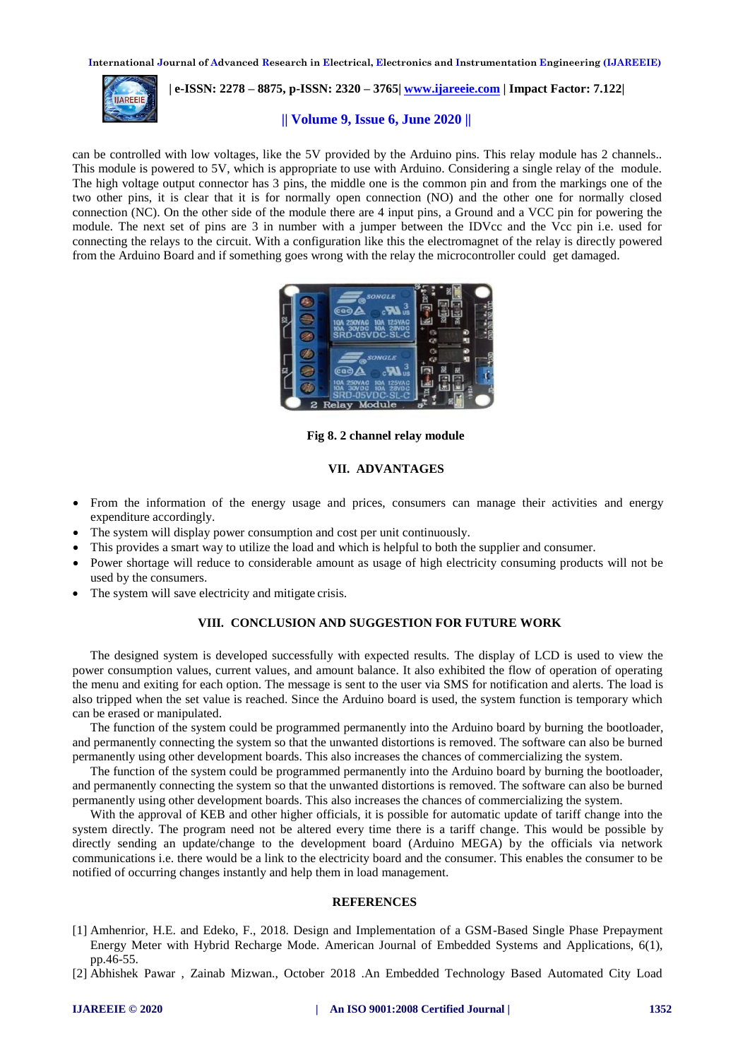can be controlled with low voltages, like the 5V provided by the Arduino pins. This relay module has 2 channels.. This module is powered to 5V, which is appropriate to use with Arduino. Considering a single relay of the module. The high voltage output connector has 3 pins, the middle one is the common pin and from the markings one of the two other pins, it is clear that it is for normally open connection (NO) and the other one for normally closed connection (NC). On the other side of the module there are 4 input pins, a Ground and a VCC pin for powering the module. The next set of pins are 3 in number with a jumper between the IDVcc and the Vcc pin i.e. used for connecting the relays to the circuit. With a configuration like this the electromagnet of the relay is directly powered from the Arduino Board and if something goes wrong with the relay the microcontroller could get damaged.

**Fig 8. 2 channel relay module**

## VII. ADVANTAGES

- From the information of the energy usage and prices, consumers can manage their activities and energy expenditure accordingly.
- The system will display power consumption and cost per unit continuously.
- This provides a smart way to utilize the load and which is helpful to both the supplier and consumer.
- Power shortage will reduce to considerable amount as usage of high electricity consuming products will not be used by the consumers.
- The system will save electricity and mitigate crisis.

## VIII. CONCLUSION AND SUGGESTION FOR FUTURE WORK

The designed system is developed successfully with expected results. The display of LCD is used to view the power consumption values, current values, and amount balance. It also exhibited the flow of operation of operating the menu and exiting for each option. The message is sent to the user via SMS for notification and alerts. The load is also tripped when the set value is reached. Since the Arduino board is used, the system function is temporary which can be erased or manipulated.

The function of the system could be programmed permanently into the Arduino board by burning the bootloader, and permanently connecting the system so that the unwanted distortions is removed. The software can also be burned permanently using other development boards. This also increases the chances of commercializing the system.

The function of the system could be programmed permanently into the Arduino board by burning the bootloader, and permanently connecting the system so that the unwanted distortions is removed. The software can also be burned permanently using other development boards. This also increases the chances of commercializing the system.

With the approval of KEB and other higher officials, it is possible for automatic update of tariff change into the system directly. The program need not be altered every time there is a tariff change. This would be possible by directly sending an update/change to the development board (Arduino MEGA) by the officials via network communications i.e. there would be a link to the electricity board and the consumer. This enables the consumer to be notified of occurring changes instantly and help them in load management.

## REFERENCES

[1] Amhenrior, H.E. and Edeko, F., 2018. Design and Implementation of a GSM-Based Single Phase Prepayment Energy Meter with Hybrid Recharge Mode. American Journal of Embedded Systems and Applications, 6(1), pp.46-55.

[2] Abhishek Pawar , Zainab Mizwan., October 2018 .An Embedded Technology Based Automated City Load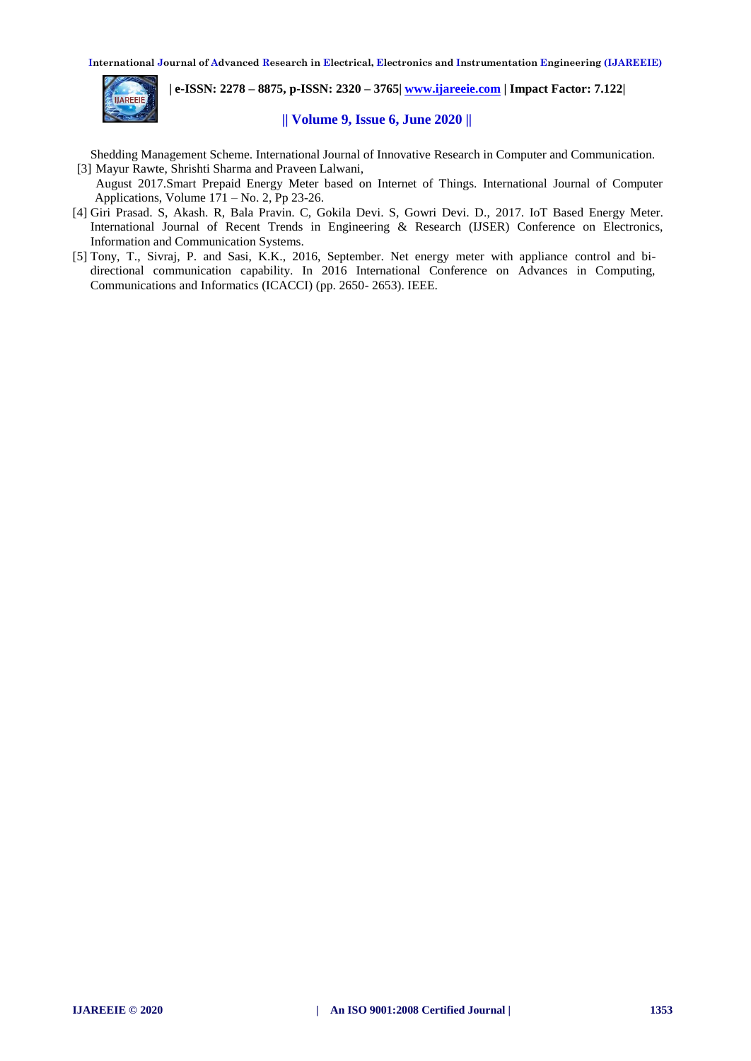Shedding Management Scheme. International Journal of Innovative Research in Computer and Communication.

[3] Mayur Rawte, Shrishti Sharma and Praveen Lalwani, August 2017.Smart Prepaid Energy Meter based on Internet of Things. International Journal of Computer Applications, Volume 171 – No. 2, Pp 23-26.

[4] Giri Prasad. S, Akash. R, Bala Pravin. C, Gokila Devi. S, Gowri Devi. D., 2017. IoT Based Energy Meter. International Journal of Recent Trends in Engineering & Research (IJSER) Conference on Electronics, Information and Communication Systems.

[5] Tony, T., Sivraj, P. and Sasi, K.K., 2016, September. Net energy meter with appliance control and bi-directional communication capability. In 2016 International Conference on Advances in Computing, Communications and Informatics (ICACCI) (pp. 2650- 2653). IEEE.